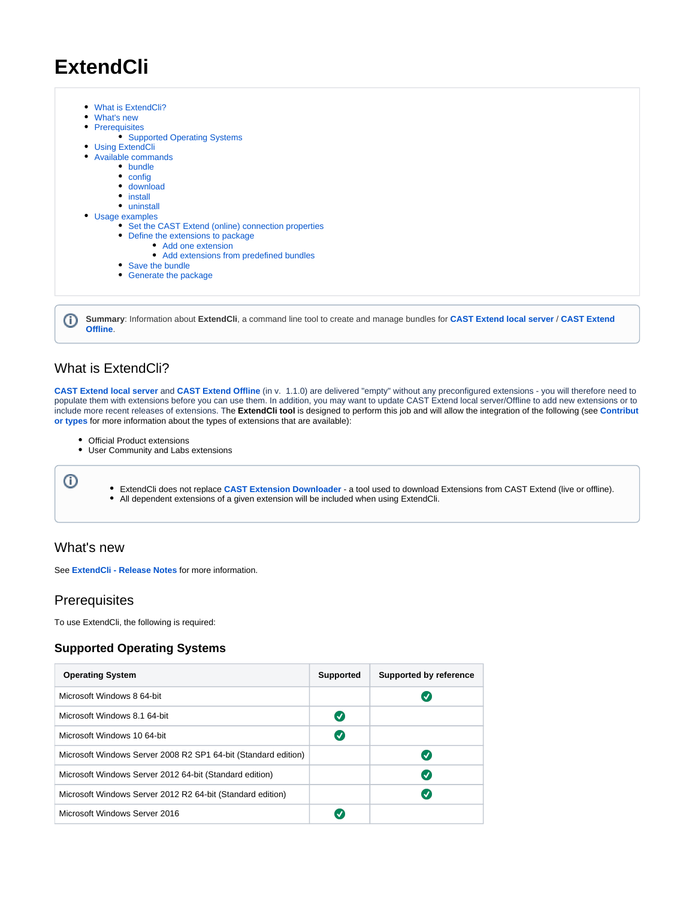# ExtendCli

- What is ExtendCli?
- What's new
- Prerequisites
  - Supported Operating Systems
- Using ExtendCli
- Available commands
  - bundle
  - config
  - download
  - install
  - uninstall
- Usage examples
  - Set the CAST Extend (online) connection properties
  - Define the extensions to package
    - Add one extension
    - Add extensions from predefined bundles
  - Save the bundle
  - Generate the package

**Summary**: Information about **ExtendCli**, a command line tool to create and manage bundles for **CAST Extend local server** / **CAST Extend Offline**.

## What is ExtendCli?

**CAST Extend local server** and **CAST Extend Offline** (in v. 1.1.0) are delivered "empty" without any preconfigured extensions - you will therefore need to populate them with extensions before you can use them. In addition, you may want to update CAST Extend local server/Offline to add new extensions or to include more recent releases of extensions. The **ExtendCli tool** is designed to perform this job and will allow the integration of the following (see **Contribut or types** for more information about the types of extensions that are available):

- Official Product extensions
- User Community and Labs extensions

- ExtendCli does not replace **CAST Extension Downloader** - a tool used to download Extensions from CAST Extend (live or offline).
- All dependent extensions of a given extension will be included when using ExtendCli.

## What's new

See **ExtendCli - Release Notes** for more information.

## Prerequisites

To use ExtendCli, the following is required:

### Supported Operating Systems

| Operating System | Supported | Supported by reference |
|---|---|---|
| Microsoft Windows 8 64-bit | | ✓ |
| Microsoft Windows 8.1 64-bit | ✓ | |
| Microsoft Windows 10 64-bit | ✓ | |
| Microsoft Windows Server 2008 R2 SP1 64-bit (Standard edition) | | ✓ |
| Microsoft Windows Server 2012 64-bit (Standard edition) | | ✓ |
| Microsoft Windows Server 2012 R2 64-bit (Standard edition) | | ✓ |
| Microsoft Windows Server 2016 | ✓ | |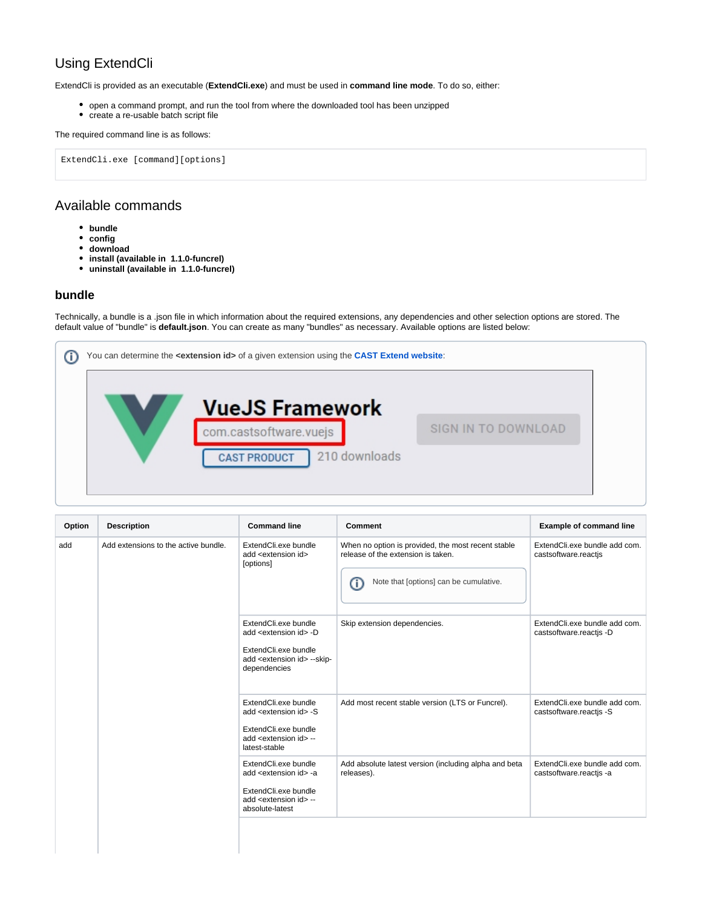## Using ExtendCli

ExtendCli is provided as an executable (**ExtendCli.exe**) and must be used in **command line mode**. To do so, either:

- open a command prompt, and run the tool from where the downloaded tool has been unzipped
- create a re-usable batch script file

The required command line is as follows:

```
ExtendCli.exe [command][options]
```

## Available commands

- **bundle**
- **config**
- **download**
- **install (available in 1.1.0-funcrel)**
- **uninstall (available in 1.1.0-funcrel)**

### bundle

Technically, a bundle is a .json file in which information about the required extensions, any dependencies and other selection options are stored. The default value of "bundle" is **default.json**. You can create as many "bundles" as necessary. Available options are listed below:

> You can determine the **<extension id>** of a given extension using the **CAST Extend website**:

| Option | Description | Command line | Comment | Example of command line |
| --- | --- | --- | --- | --- |
| add | Add extensions to the active bundle. | ExtendCli.exe bundle add <extension id> [options] | When no option is provided, the most recent stable release of the extension is taken. Note that [options] can be cumulative. | ExtendCli.exe bundle add com.castsoftware.reactjs |
| | | ExtendCli.exe bundle add <extension id> -D<br><br>ExtendCli.exe bundle add <extension id> --skip-dependencies | Skip extension dependencies. | ExtendCli.exe bundle add com.castsoftware.reactjs -D |
| | | ExtendCli.exe bundle add <extension id> -S<br><br>ExtendCli.exe bundle add <extension id> --latest-stable | Add most recent stable version (LTS or Funcrel). | ExtendCli.exe bundle add com.castsoftware.reactjs -S |
| | | ExtendCli.exe bundle add <extension id> -a<br><br>ExtendCli.exe bundle add <extension id> --absolute-latest | Add absolute latest version (including alpha and beta releases). | ExtendCli.exe bundle add com.castsoftware.reactjs -a |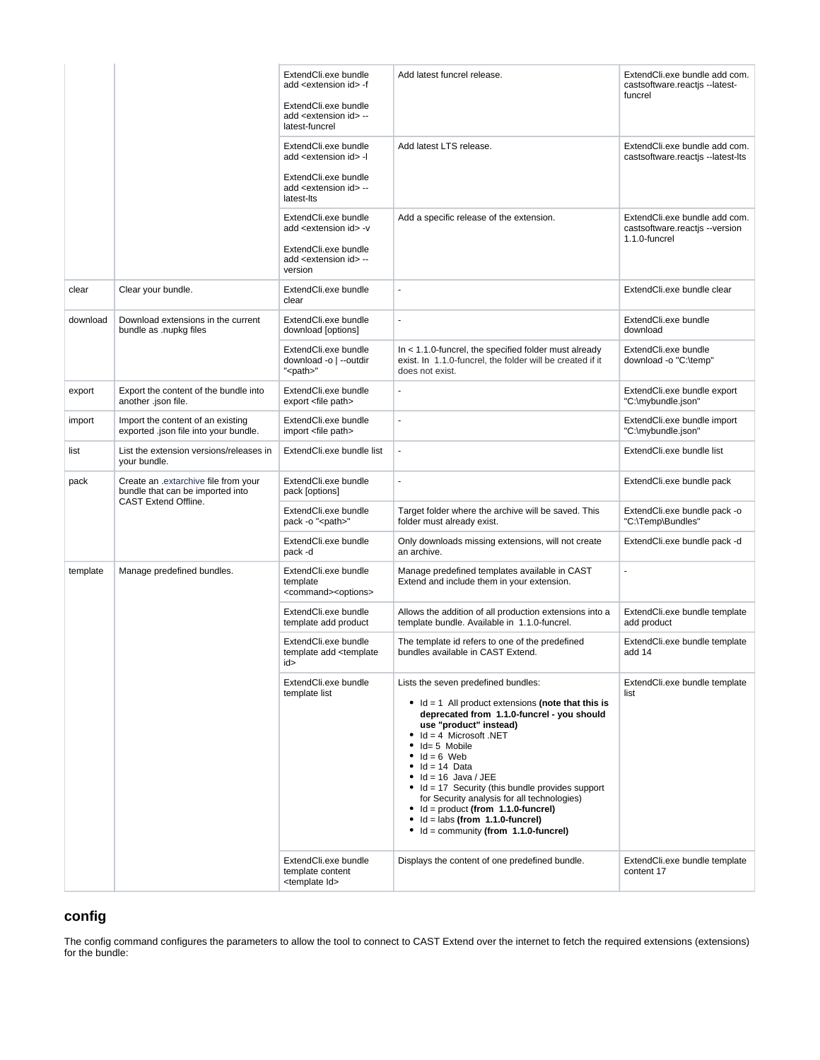| | | ExtendCli.exe bundle add <extension id> -f<br><br>ExtendCli.exe bundle add <extension id> --latest-funcrel | Add latest funcrel release. | ExtendCli.exe bundle add com.castsoftware.reactjs --latest-funcrel |
|---|---|---|---|---|
| | | ExtendCli.exe bundle add <extension id> -l<br><br>ExtendCli.exe bundle add <extension id> --latest-lts | Add latest LTS release. | ExtendCli.exe bundle add com.castsoftware.reactjs --latest-lts |
| | | ExtendCli.exe bundle add <extension id> -v<br><br>ExtendCli.exe bundle add <extension id> --version | Add a specific release of the extension. | ExtendCli.exe bundle add com.castsoftware.reactjs --version 1.1.0-funcrel |
| clear | Clear your bundle. | ExtendCli.exe bundle clear | - | ExtendCli.exe bundle clear |
| download | Download extensions in the current bundle as .nupkg files | ExtendCli.exe bundle download [options] | - | ExtendCli.exe bundle download |
| | | ExtendCli.exe bundle download -o \| --outdir "<path>" | In < 1.1.0-funcrel, the specified folder must already exist. In 1.1.0-funcrel, the folder will be created if it does not exist. | ExtendCli.exe bundle download -o "C:\temp" |
| export | Export the content of the bundle into another .json file. | ExtendCli.exe bundle export <file path> | - | ExtendCli.exe bundle export "C:\mybundle.json" |
| import | Import the content of an existing exported .json file into your bundle. | ExtendCli.exe bundle import <file path> | - | ExtendCli.exe bundle import "C:\mybundle.json" |
| list | List the extension versions/releases in your bundle. | ExtendCli.exe bundle list | - | ExtendCli.exe bundle list |
| pack | Create an .extarchive file from your bundle that can be imported into CAST Extend Offline. | ExtendCli.exe bundle pack [options] | - | ExtendCli.exe bundle pack |
| | | ExtendCli.exe bundle pack -o "<path>" | Target folder where the archive will be saved. This folder must already exist. | ExtendCli.exe bundle pack -o "C:\Temp\Bundles" |
| | | ExtendCli.exe bundle pack -d | Only downloads missing extensions, will not create an archive. | ExtendCli.exe bundle pack -d |
| template | Manage predefined bundles. | ExtendCli.exe bundle template <command><options> | Manage predefined templates available in CAST Extend and include them in your extension. | - |
| | | ExtendCli.exe bundle template add product | Allows the addition of all production extensions into a template bundle. Available in 1.1.0-funcrel. | ExtendCli.exe bundle template add product |
| | | ExtendCli.exe bundle template add <template id> | The template id refers to one of the predefined bundles available in CAST Extend. | ExtendCli.exe bundle template add 14 |
| | | ExtendCli.exe bundle template list | Lists the seven predefined bundles:<br>• Id = 1 All product extensions **(note that this is deprecated from 1.1.0-funcrel - you should use "product" instead)**<br>• Id = 4 Microsoft .NET<br>• Id= 5 Mobile<br>• Id = 6 Web<br>• Id = 14 Data<br>• Id = 16 Java / JEE<br>• Id = 17 Security (this bundle provides support for Security analysis for all technologies)<br>• Id = product **(from 1.1.0-funcrel)**<br>• Id = labs **(from 1.1.0-funcrel)**<br>• Id = community **(from 1.1.0-funcrel)** | ExtendCli.exe bundle template list |
| | | ExtendCli.exe bundle template content <template Id> | Displays the content of one predefined bundle. | ExtendCli.exe bundle template content 17 |

## config

The config command configures the parameters to allow the tool to connect to CAST Extend over the internet to fetch the required extensions (extensions) for the bundle: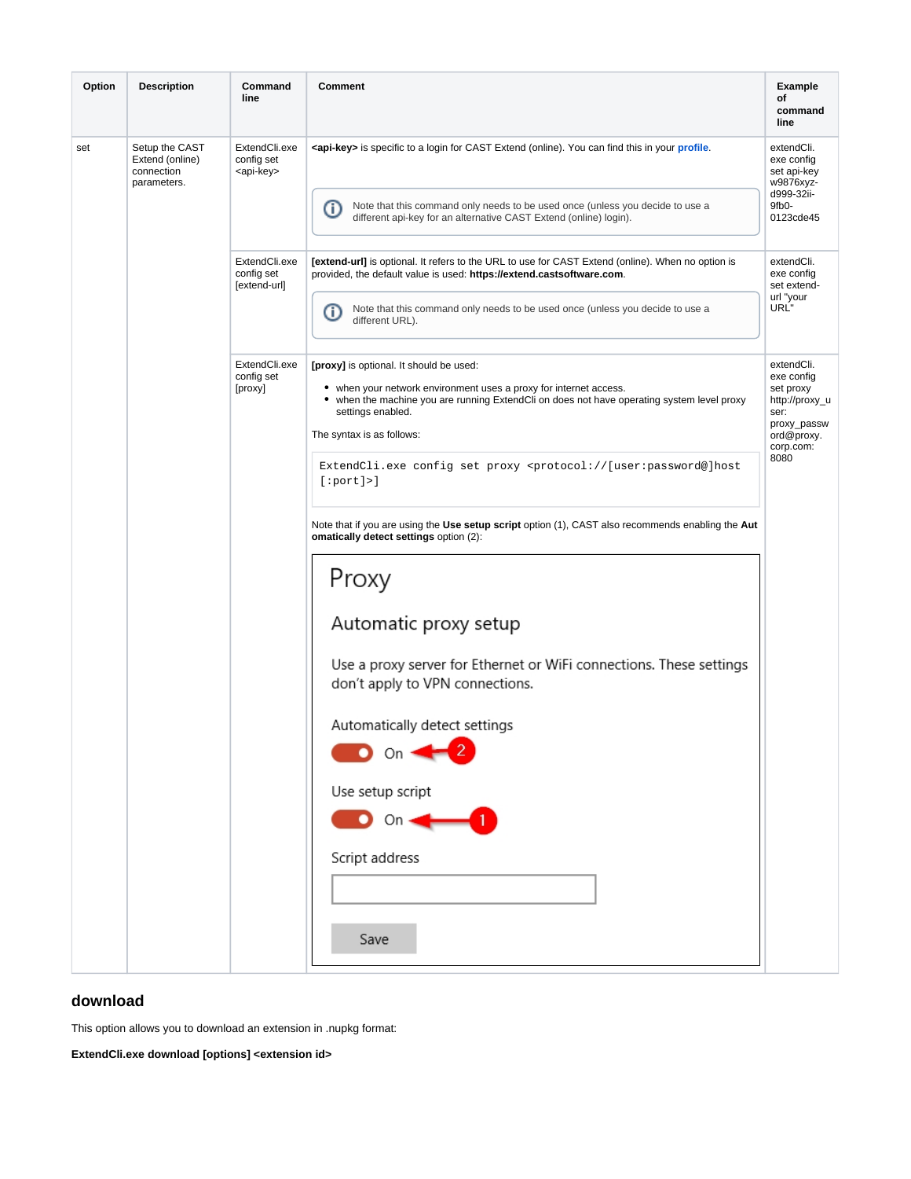| Option | Description | Command line | Comment | Example of command line |
|---|---|---|---|---|
| set | Setup the CAST Extend (online) connection parameters. | ExtendCli.exe config set <api-key> | **<api-key>** is specific to a login for CAST Extend (online). You can find this in your **profile**.<br><br>Note that this command only needs to be used once (unless you decide to use a different api-key for an alternative CAST Extend (online) login). | extendCli.exe config set api-key w9876xyz-d999-32ii-9fb0-0123cde45 |
| | | ExtendCli.exe config set [extend-url] | **[extend-url]** is optional. It refers to the URL to use for CAST Extend (online). When no option is provided, the default value is used: **https://extend.castsoftware.com**.<br><br>Note that this command only needs to be used once (unless you decide to use a different URL). | extendCli.exe config set extend-url "your URL" |
| | | ExtendCli.exe config set [proxy] | **[proxy]** is optional. It should be used:<br>• when your network environment uses a proxy for internet access.<br>• when the machine you are running ExtendCli on does not have operating system level proxy settings enabled.<br><br>The syntax is as follows:<br>`ExtendCli.exe config set proxy <protocol://[user:password@]host[:port]>`<br><br>Note that if you are using the **Use setup script** option (1), CAST also recommends enabling the **Automatically detect settings** option (2):<br><br>Proxy<br>Automatic proxy setup<br>Use a proxy server for Ethernet or WiFi connections. These settings don't apply to VPN connections.<br>Automatically detect settings<br>On (2)<br>Use setup script<br>On (1)<br>Script address<br>Save | extendCli.exe config set proxy http://proxy_user:proxy_password@proxy.corp.com:8080 |

## download

This option allows you to download an extension in .nupkg format:

**ExtendCli.exe download [options] <extension id>**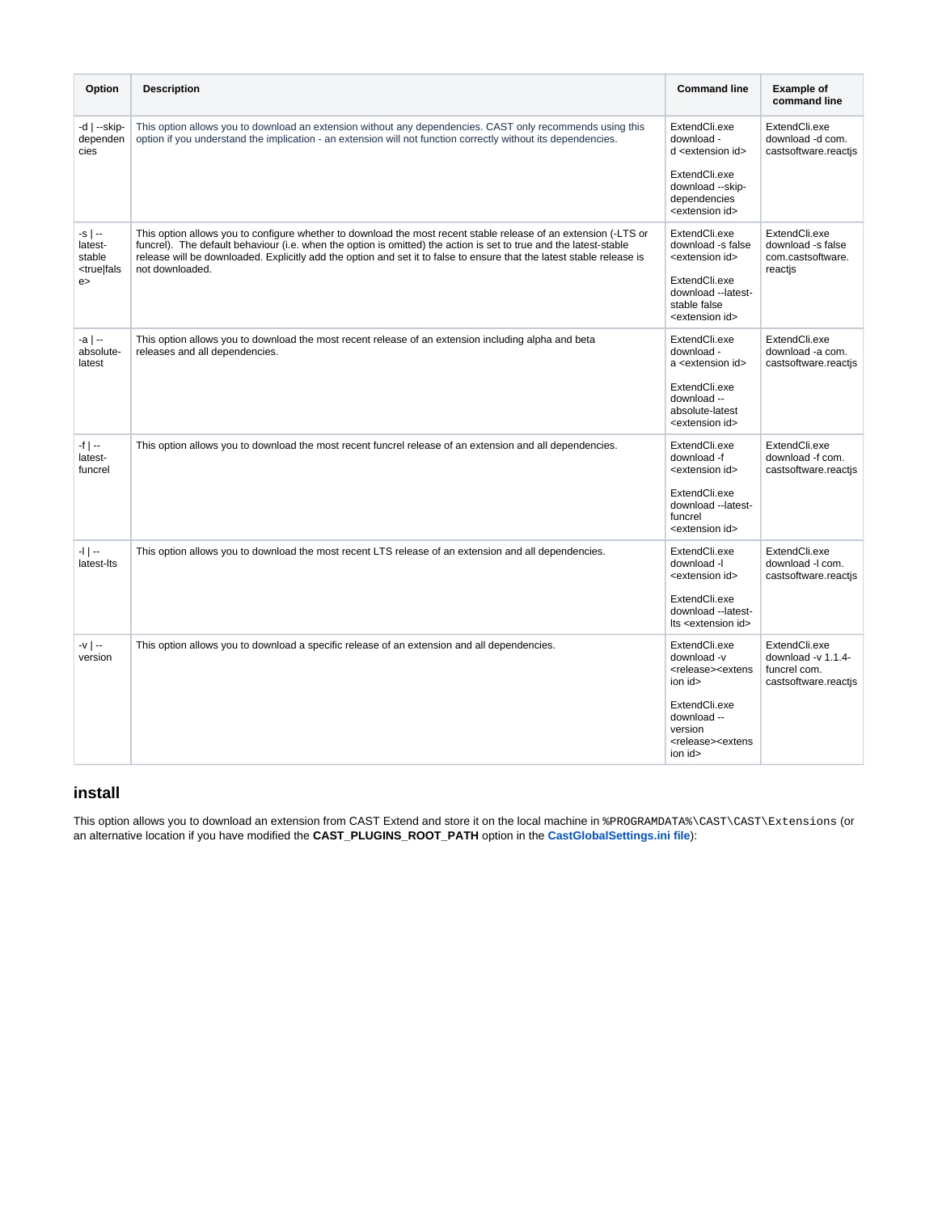| Option | Description | Command line | Example of command line |
| --- | --- | --- | --- |
| -d \| --skip-dependencies | This option allows you to download an extension without any dependencies. CAST only recommends using this option if you understand the implication - an extension will not function correctly without its dependencies. | ExtendCli.exe download -d <extension id><br><br>ExtendCli.exe download --skip-dependencies <extension id> | ExtendCli.exe download -d com.castsoftware.reactjs |
| -s \| --latest-stable <true\|false> | This option allows you to configure whether to download the most recent stable release of an extension (-LTS or funcrel). The default behaviour (i.e. when the option is omitted) the action is set to true and the latest-stable release will be downloaded. Explicitly add the option and set it to false to ensure that the latest stable release is not downloaded. | ExtendCli.exe download -s false <extension id><br><br>ExtendCli.exe download --latest-stable false <extension id> | ExtendCli.exe download -s false com.castsoftware.reactjs |
| -a \| --absolute-latest | This option allows you to download the most recent release of an extension including alpha and beta releases and all dependencies. | ExtendCli.exe download -a <extension id><br><br>ExtendCli.exe download --absolute-latest <extension id> | ExtendCli.exe download -a com.castsoftware.reactjs |
| -f \| --latest-funcrel | This option allows you to download the most recent funcrel release of an extension and all dependencies. | ExtendCli.exe download -f <extension id><br><br>ExtendCli.exe download --latest-funcrel <extension id> | ExtendCli.exe download -f com.castsoftware.reactjs |
| -l \| --latest-lts | This option allows you to download the most recent LTS release of an extension and all dependencies. | ExtendCli.exe download -l <extension id><br><br>ExtendCli.exe download --latest-lts <extension id> | ExtendCli.exe download -l com.castsoftware.reactjs |
| -v \| --version | This option allows you to download a specific release of an extension and all dependencies. | ExtendCli.exe download -v <release><extension id><br><br>ExtendCli.exe download --version <release><extension id> | ExtendCli.exe download -v 1.1.4-funcrel com.castsoftware.reactjs |

## install

This option allows you to download an extension from CAST Extend and store it on the local machine in `%PROGRAMDATA%\CAST\CAST\Extensions` (or an alternative location if you have modified the **CAST_PLUGINS_ROOT_PATH** option in the **CastGlobalSettings.ini file**):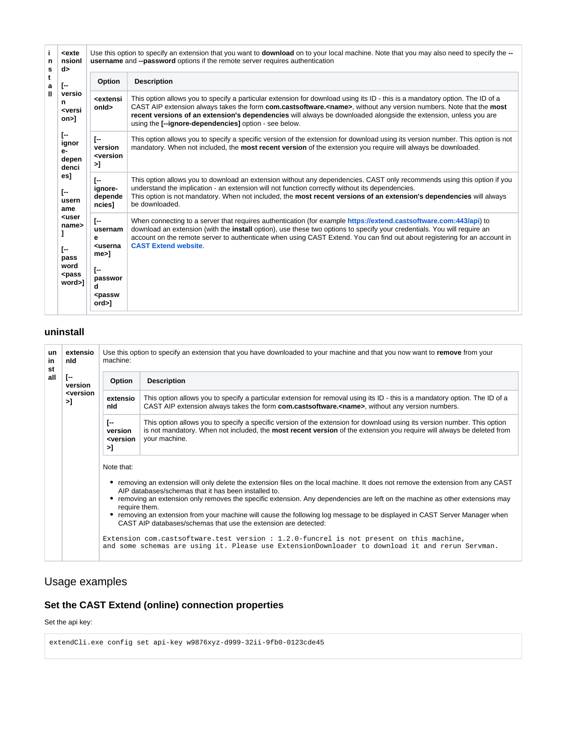<table>
<tr>
<td><b>install</b></td>
<td><b>&lt;extensionId&gt;</b><br><br><b>[--version &lt;version&gt;]</b><br><br><b>[--ignore-dependencies]</b><br><br><b>[--username &lt;username&gt;]</b><br><br><b>[--password &lt;password&gt;]</b></td>
<td>
<p>Use this option to specify an extension that you want to <b>download</b> on to your local machine. Note that you may also need to specify the <b>--username</b> and <b>--password</b> options if the remote server requires authentication</p>
<table>
<tr><th>Option</th><th>Description</th></tr>
<tr><td><b>&lt;extensionId&gt;</b></td><td>This option allows you to specify a particular extension for download using its ID - this is a mandatory option. The ID of a CAST AIP extension always takes the form <b>com.castsoftware.&lt;name&gt;</b>, without any version numbers. Note that the <b>most recent versions of an extension's dependencies</b> will always be downloaded alongside the extension, unless you are using the <b>[--ignore-dependencies]</b> option - see below.</td></tr>
<tr><td><b>[--version &lt;version&gt;]</b></td><td>This option allows you to specify a specific version of the extension for download using its version number. This option is not mandatory. When not included, the <b>most recent version</b> of the extension you require will always be downloaded.</td></tr>
<tr><td><b>[--ignore-dependencies]</b></td><td>This option allows you to download an extension without any dependencies. CAST only recommends using this option if you understand the implication - an extension will not function correctly without its dependencies.<br>This option is not mandatory. When not included, the <b>most recent versions of an extension's dependencies</b> will always be downloaded.</td></tr>
<tr><td><b>[--username &lt;username&gt;]</b><br><br><b>[--password &lt;password&gt;]</b></td><td>When connecting to a server that requires authentication (for example <b>https://extend.castsoftware.com:443/api</b>) to download an extension (with the <b>install</b> option), use these two options to specify your credentials. You will require an account on the remote server to authenticate when using CAST Extend. You can find out about registering for an account in <b>CAST Extend website</b>.</td></tr>
</table>
</td>
</tr>
</table>

### uninstall

<table>
<tr>
<td><b>uninstall</b></td>
<td><b>extensionId</b><br><br><b>[--version &lt;version&gt;]</b></td>
<td>
<p>Use this option to specify an extension that you have downloaded to your machine and that you now want to <b>remove</b> from your machine:</p>
<table>
<tr><th>Option</th><th>Description</th></tr>
<tr><td><b>extensionId</b></td><td>This option allows you to specify a particular extension for removal using its ID - this is a mandatory option. The ID of a CAST AIP extension always takes the form <b>com.castsoftware.&lt;name&gt;</b>, without any version numbers.</td></tr>
<tr><td><b>[--version &lt;version&gt;]</b></td><td>This option allows you to specify a specific version of the extension for download using its version number. This option is not mandatory. When not included, the <b>most recent version</b> of the extension you require will always be deleted from your machine.</td></tr>
</table>
<p>Note that:</p>
<ul>
<li>removing an extension will only delete the extension files on the local machine. It does not remove the extension from any CAST AIP databases/schemas that it has been installed to.</li>
<li>removing an extension only removes the specific extension. Any dependencies are left on the machine as other extensions may require them.</li>
<li>removing an extension from your machine will cause the following log message to be displayed in CAST Server Manager when CAST AIP databases/schemas that use the extension are detected:</li>
</ul>
<pre><code>Extension com.castsoftware.test version : 1.2.0-funcrel is not present on this machine,
and some schemas are using it. Please use ExtensionDownloader to download it and rerun Servman.</code></pre>
</td>
</tr>
</table>

## Usage examples

### Set the CAST Extend (online) connection properties

Set the api key:

```
extendCli.exe config set api-key w9876xyz-d999-32ii-9fb0-0123cde45
```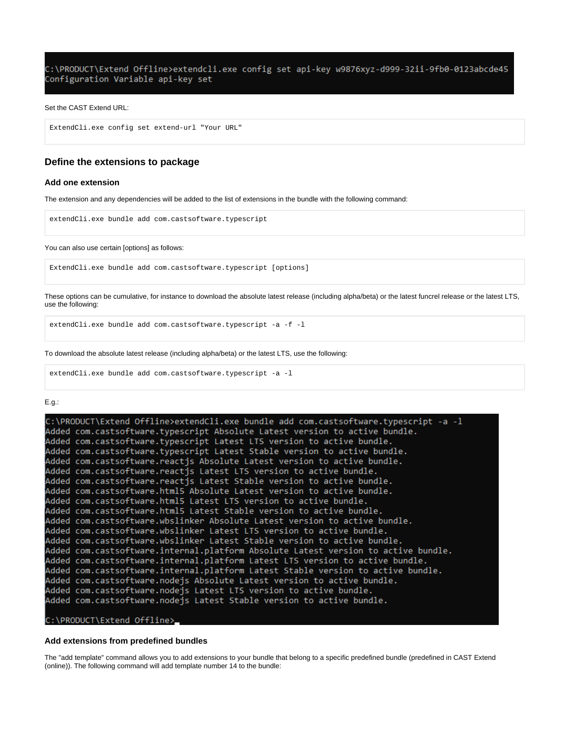```
C:\PRODUCT\Extend Offline>extendcli.exe config set api-key w9876xyz-d999-32ii-9fb0-0123abcde45
Configuration Variable api-key set
```

Set the CAST Extend URL:

```
ExtendCli.exe config set extend-url "Your URL"
```

## Define the extensions to package

### Add one extension

The extension and any dependencies will be added to the list of extensions in the bundle with the following command:

```
extendCli.exe bundle add com.castsoftware.typescript
```

You can also use certain [options] as follows:

```
ExtendCli.exe bundle add com.castsoftware.typescript [options]
```

These options can be cumulative, for instance to download the absolute latest release (including alpha/beta) or the latest funcrel release or the latest LTS, use the following:

```
extendCli.exe bundle add com.castsoftware.typescript -a -f -l
```

To download the absolute latest release (including alpha/beta) or the latest LTS, use the following:

```
extendCli.exe bundle add com.castsoftware.typescript -a -l
```

E.g.:

```
C:\PRODUCT\Extend Offline>extendCli.exe bundle add com.castsoftware.typescript -a -l
Added com.castsoftware.typescript Absolute Latest version to active bundle.
Added com.castsoftware.typescript Latest LTS version to active bundle.
Added com.castsoftware.typescript Latest Stable version to active bundle.
Added com.castsoftware.reactjs Absolute Latest version to active bundle.
Added com.castsoftware.reactjs Latest LTS version to active bundle.
Added com.castsoftware.reactjs Latest Stable version to active bundle.
Added com.castsoftware.html5 Absolute Latest version to active bundle.
Added com.castsoftware.html5 Latest LTS version to active bundle.
Added com.castsoftware.html5 Latest Stable version to active bundle.
Added com.castsoftware.wbslinker Absolute Latest version to active bundle.
Added com.castsoftware.wbslinker Latest LTS version to active bundle.
Added com.castsoftware.wbslinker Latest Stable version to active bundle.
Added com.castsoftware.internal.platform Absolute Latest version to active bundle.
Added com.castsoftware.internal.platform Latest LTS version to active bundle.
Added com.castsoftware.internal.platform Latest Stable version to active bundle.
Added com.castsoftware.nodejs Absolute Latest version to active bundle.
Added com.castsoftware.nodejs Latest LTS version to active bundle.
Added com.castsoftware.nodejs Latest Stable version to active bundle.

C:\PRODUCT\Extend Offline>
```

### Add extensions from predefined bundles

The "add template" command allows you to add extensions to your bundle that belong to a specific predefined bundle (predefined in CAST Extend (online)). The following command will add template number 14 to the bundle: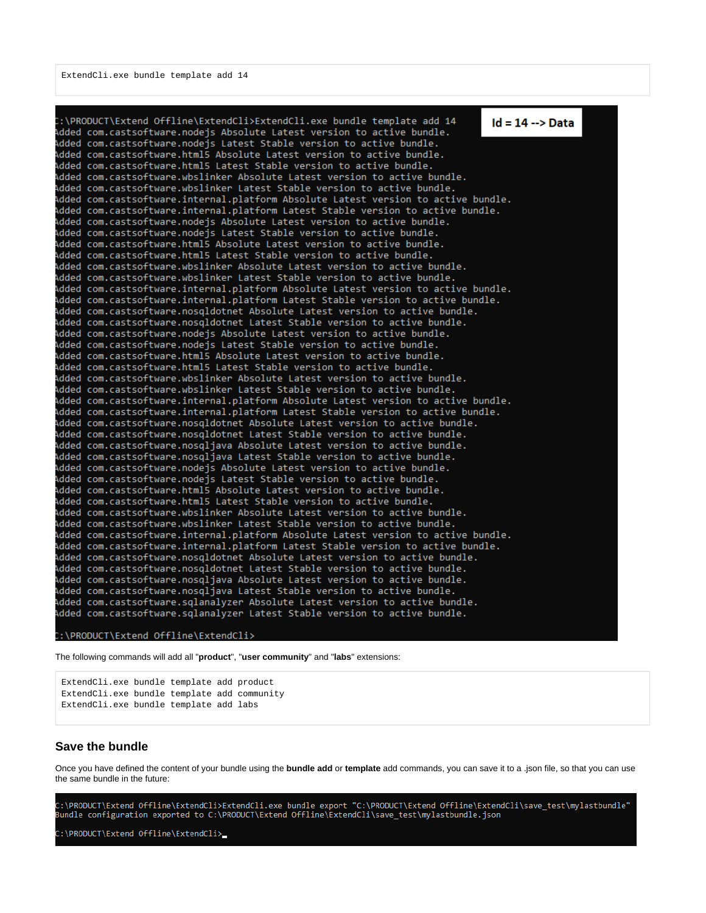```
ExtendCli.exe bundle template add 14
```

```
C:\PRODUCT\Extend Offline\ExtendCli>ExtendCli.exe bundle template add 14
Added com.castsoftware.nodejs Absolute Latest version to active bundle.
Added com.castsoftware.nodejs Latest Stable version to active bundle.
Added com.castsoftware.html5 Absolute Latest version to active bundle.
Added com.castsoftware.html5 Latest Stable version to active bundle.
Added com.castsoftware.wbslinker Absolute Latest version to active bundle.
Added com.castsoftware.wbslinker Latest Stable version to active bundle.
Added com.castsoftware.internal.platform Absolute Latest version to active bundle.
Added com.castsoftware.internal.platform Latest Stable version to active bundle.
Added com.castsoftware.nodejs Absolute Latest version to active bundle.
Added com.castsoftware.nodejs Latest Stable version to active bundle.
Added com.castsoftware.html5 Absolute Latest version to active bundle.
Added com.castsoftware.html5 Latest Stable version to active bundle.
Added com.castsoftware.wbslinker Absolute Latest version to active bundle.
Added com.castsoftware.wbslinker Latest Stable version to active bundle.
Added com.castsoftware.internal.platform Absolute Latest version to active bundle.
Added com.castsoftware.internal.platform Latest Stable version to active bundle.
Added com.castsoftware.nosqldotnet Absolute Latest version to active bundle.
Added com.castsoftware.nosqldotnet Latest Stable version to active bundle.
Added com.castsoftware.nodejs Absolute Latest version to active bundle.
Added com.castsoftware.nodejs Latest Stable version to active bundle.
Added com.castsoftware.html5 Absolute Latest version to active bundle.
Added com.castsoftware.html5 Latest Stable version to active bundle.
Added com.castsoftware.wbslinker Absolute Latest version to active bundle.
Added com.castsoftware.wbslinker Latest Stable version to active bundle.
Added com.castsoftware.internal.platform Absolute Latest version to active bundle.
Added com.castsoftware.internal.platform Latest Stable version to active bundle.
Added com.castsoftware.nosqldotnet Absolute Latest version to active bundle.
Added com.castsoftware.nosqldotnet Latest Stable version to active bundle.
Added com.castsoftware.nosqljava Absolute Latest version to active bundle.
Added com.castsoftware.nosqljava Latest Stable version to active bundle.
Added com.castsoftware.nodejs Absolute Latest version to active bundle.
Added com.castsoftware.nodejs Latest Stable version to active bundle.
Added com.castsoftware.html5 Absolute Latest version to active bundle.
Added com.castsoftware.html5 Latest Stable version to active bundle.
Added com.castsoftware.wbslinker Absolute Latest version to active bundle.
Added com.castsoftware.wbslinker Latest Stable version to active bundle.
Added com.castsoftware.internal.platform Absolute Latest version to active bundle.
Added com.castsoftware.internal.platform Latest Stable version to active bundle.
Added com.castsoftware.nosqldotnet Absolute Latest version to active bundle.
Added com.castsoftware.nosqldotnet Latest Stable version to active bundle.
Added com.castsoftware.nosqljava Absolute Latest version to active bundle.
Added com.castsoftware.nosqljava Latest Stable version to active bundle.
Added com.castsoftware.sqlanalyzer Absolute Latest version to active bundle.
Added com.castsoftware.sqlanalyzer Latest Stable version to active bundle.

C:\PRODUCT\Extend Offline\ExtendCli>
```

Id = 14 --> Data

The following commands will add all "**product**", "**user community**" and "**labs**" extensions:

```
ExtendCli.exe bundle template add product
ExtendCli.exe bundle template add community
ExtendCli.exe bundle template add labs
```

## Save the bundle

Once you have defined the content of your bundle using the **bundle add** or **template** add commands, you can save it to a .json file, so that you can use the same bundle in the future:

```
C:\PRODUCT\Extend Offline\ExtendCli>ExtendCli.exe bundle export "C:\PRODUCT\Extend Offline\ExtendCli\save_test\mylastbundle"
Bundle configuration exported to C:\PRODUCT\Extend Offline\ExtendCli\save_test\mylastbundle.json

C:\PRODUCT\Extend Offline\ExtendCli>_
```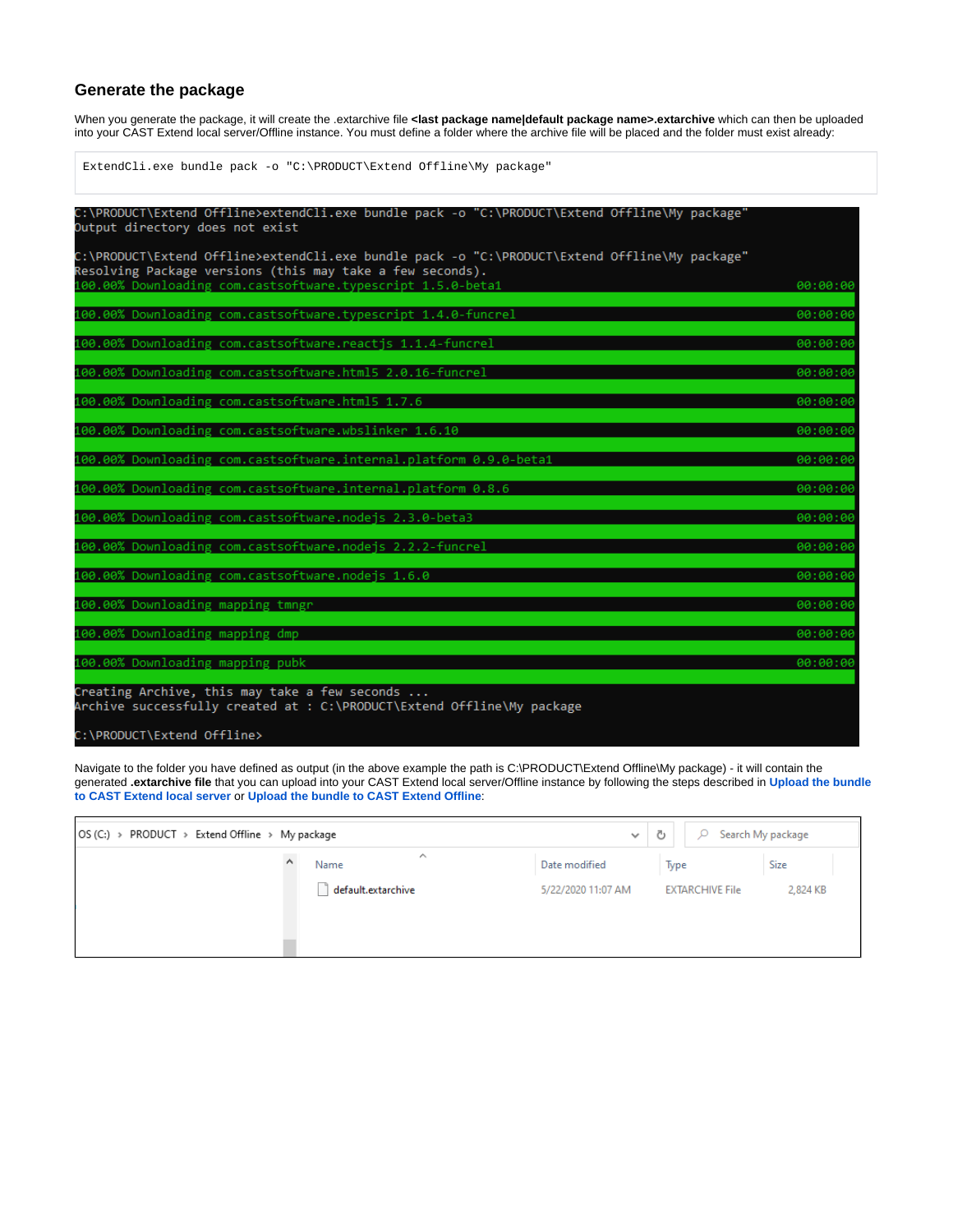## Generate the package

When you generate the package, it will create the .extarchive file **<last package name|default package name>.extarchive** which can then be uploaded into your CAST Extend local server/Offline instance. You must define a folder where the archive file will be placed and the folder must exist already:

```
ExtendCli.exe bundle pack -o "C:\PRODUCT\Extend Offline\My package"
```

```
C:\PRODUCT\Extend Offline>extendCli.exe bundle pack -o "C:\PRODUCT\Extend Offline\My package"
Output directory does not exist

C:\PRODUCT\Extend Offline>extendCli.exe bundle pack -o "C:\PRODUCT\Extend Offline\My package"
Resolving Package versions (this may take a few seconds).
100.00% Downloading com.castsoftware.typescript 1.5.0-beta1                    00:00:00
100.00% Downloading com.castsoftware.typescript 1.4.0-funcrel                  00:00:00
100.00% Downloading com.castsoftware.reactjs 1.1.4-funcrel                     00:00:00
100.00% Downloading com.castsoftware.html5 2.0.16-funcrel                      00:00:00
100.00% Downloading com.castsoftware.html5 1.7.6                               00:00:00
100.00% Downloading com.castsoftware.wbslinker 1.6.10                          00:00:00
100.00% Downloading com.castsoftware.internal.platform 0.9.0-beta1             00:00:00
100.00% Downloading com.castsoftware.internal.platform 0.8.6                   00:00:00
100.00% Downloading com.castsoftware.nodejs 2.3.0-beta3                        00:00:00
100.00% Downloading com.castsoftware.nodejs 2.2.2-funcrel                      00:00:00
100.00% Downloading com.castsoftware.nodejs 1.6.0                              00:00:00
100.00% Downloading mapping tmngr                                              00:00:00
100.00% Downloading mapping dmp                                                00:00:00
100.00% Downloading mapping pubk                                               00:00:00

Creating Archive, this may take a few seconds ...
Archive successfully created at : C:\PRODUCT\Extend Offline\My package

C:\PRODUCT\Extend Offline>
```

Navigate to the folder you have defined as output (in the above example the path is C:\PRODUCT\Extend Offline\My package) - it will contain the generated **.extarchive file** that you can upload into your CAST Extend local server/Offline instance by following the steps described in **Upload the bundle to CAST Extend local server** or **Upload the bundle to CAST Extend Offline**:

OS (C:) > PRODUCT > Extend Offline > My package

Search My package

| Name | Date modified | Type | Size |
|---|---|---|---|
| default.extarchive | 5/22/2020 11:07 AM | EXTARCHIVE File | 2,824 KB |